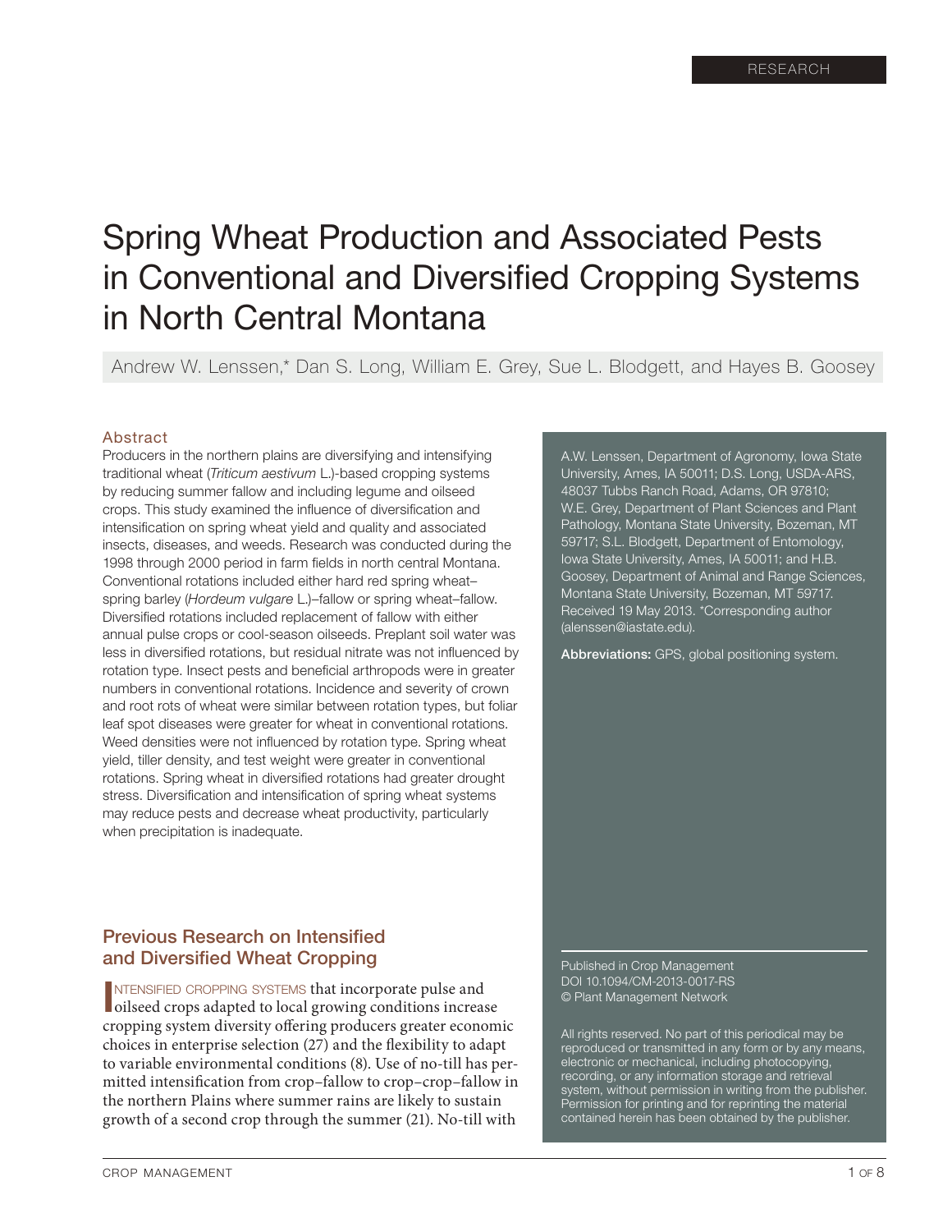RESEARCH

# Spring Wheat Production and Associated Pests in Conventional and Diversified Cropping Systems in North Central Montana

Andrew W. Lenssen,* Dan S. Long, William E. Grey, Sue L. Blodgett, and Hayes B. Goosey

## Abstract

Producers in the northern plains are diversifying and intensifying traditional wheat (*Triticum aestivum* L.)-based cropping systems by reducing summer fallow and including legume and oilseed crops. This study examined the influence of diversification and intensification on spring wheat yield and quality and associated insects, diseases, and weeds. Research was conducted during the 1998 through 2000 period in farm fields in north central Montana. Conventional rotations included either hard red spring wheat–spring barley (*Hordeum vulgare* L.)–fallow or spring wheat–fallow. Diversified rotations included replacement of fallow with either annual pulse crops or cool-season oilseeds. Preplant soil water was less in diversified rotations, but residual nitrate was not influenced by rotation type. Insect pests and beneficial arthropods were in greater numbers in conventional rotations. Incidence and severity of crown and root rots of wheat were similar between rotation types, but foliar leaf spot diseases were greater for wheat in conventional rotations. Weed densities were not influenced by rotation type. Spring wheat yield, tiller density, and test weight were greater in conventional rotations. Spring wheat in diversified rotations had greater drought stress. Diversification and intensification of spring wheat systems may reduce pests and decrease wheat productivity, particularly when precipitation is inadequate.

A.W. Lenssen, Department of Agronomy, Iowa State University, Ames, IA 50011; D.S. Long, USDA-ARS, 48037 Tubbs Ranch Road, Adams, OR 97810; W.E. Grey, Department of Plant Sciences and Plant Pathology, Montana State University, Bozeman, MT 59717; S.L. Blodgett, Department of Entomology, Iowa State University, Ames, IA 50011; and H.B. Goosey, Department of Animal and Range Sciences, Montana State University, Bozeman, MT 59717. Received 19 May 2013. *Corresponding author (alenssen@iastate.edu).

**Abbreviations:** GPS, global positioning system.

Published in Crop Management
DOI 10.1094/CM-2013-0017-RS
© Plant Management Network

All rights reserved. No part of this periodical may be reproduced or transmitted in any form or by any means, electronic or mechanical, including photocopying, recording, or any information storage and retrieval system, without permission in writing from the publisher. Permission for printing and for reprinting the material contained herein has been obtained by the publisher.

## Previous Research on Intensified and Diversified Wheat Cropping

INTENSIFIED CROPPING SYSTEMS that incorporate pulse and oilseed crops adapted to local growing conditions increase cropping system diversity offering producers greater economic choices in enterprise selection (27) and the flexibility to adapt to variable environmental conditions (8). Use of no-till has permitted intensification from crop–fallow to crop–crop–fallow in the northern Plains where summer rains are likely to sustain growth of a second crop through the summer (21). No-till with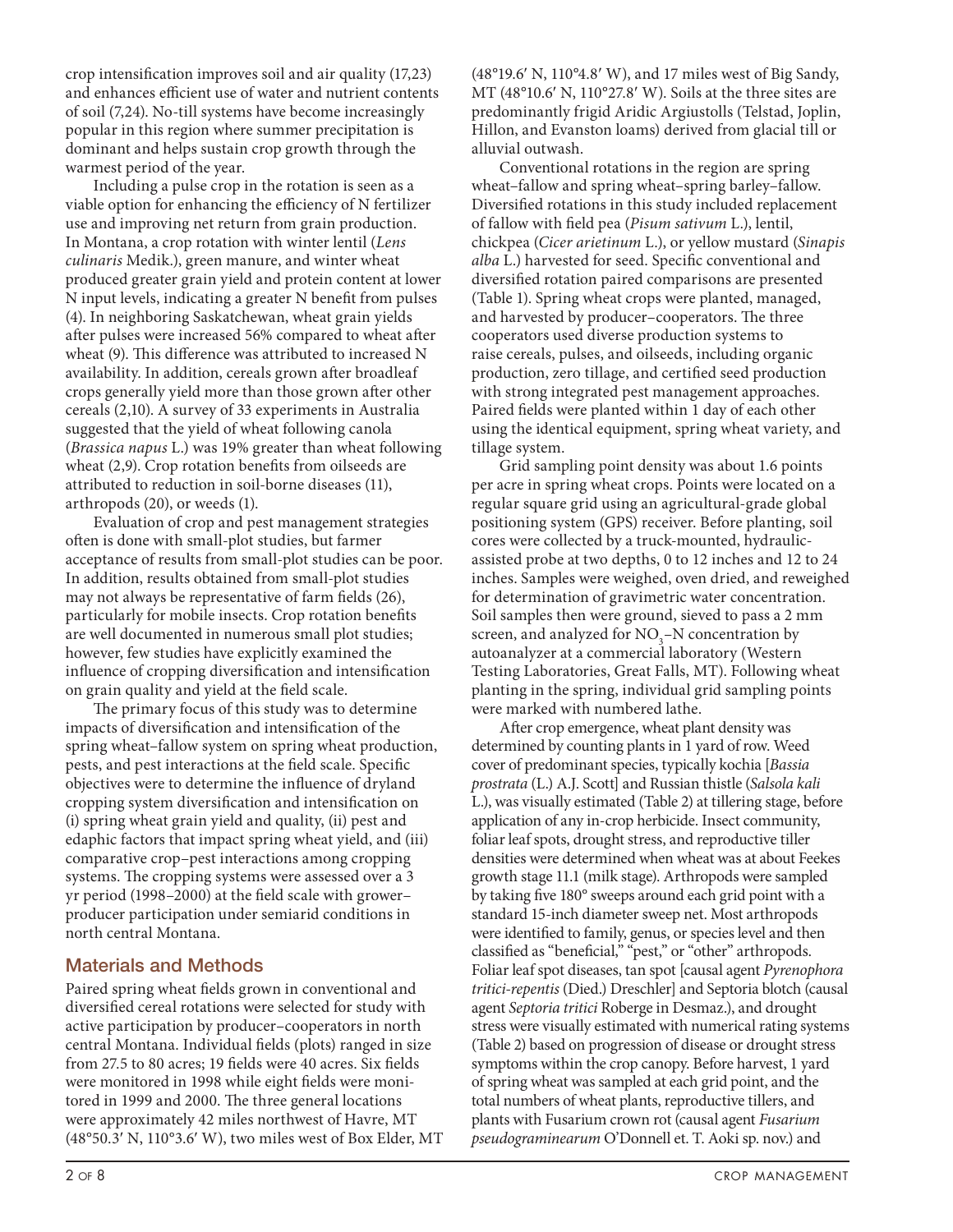crop intensification improves soil and air quality (17,23) and enhances efficient use of water and nutrient contents of soil (7,24). No-till systems have become increasingly popular in this region where summer precipitation is dominant and helps sustain crop growth through the warmest period of the year.

Including a pulse crop in the rotation is seen as a viable option for enhancing the efficiency of N fertilizer use and improving net return from grain production. In Montana, a crop rotation with winter lentil (*Lens culinaris* Medik.), green manure, and winter wheat produced greater grain yield and protein content at lower N input levels, indicating a greater N benefit from pulses (4). In neighboring Saskatchewan, wheat grain yields after pulses were increased 56% compared to wheat after wheat (9). This difference was attributed to increased N availability. In addition, cereals grown after broadleaf crops generally yield more than those grown after other cereals (2,10). A survey of 33 experiments in Australia suggested that the yield of wheat following canola (*Brassica napus* L.) was 19% greater than wheat following wheat (2,9). Crop rotation benefits from oilseeds are attributed to reduction in soil-borne diseases (11), arthropods (20), or weeds (1).

Evaluation of crop and pest management strategies often is done with small-plot studies, but farmer acceptance of results from small-plot studies can be poor. In addition, results obtained from small-plot studies may not always be representative of farm fields (26), particularly for mobile insects. Crop rotation benefits are well documented in numerous small plot studies; however, few studies have explicitly examined the influence of cropping diversification and intensification on grain quality and yield at the field scale.

The primary focus of this study was to determine impacts of diversification and intensification of the spring wheat–fallow system on spring wheat production, pests, and pest interactions at the field scale. Specific objectives were to determine the influence of dryland cropping system diversification and intensification on (i) spring wheat grain yield and quality, (ii) pest and edaphic factors that impact spring wheat yield, and (iii) comparative crop–pest interactions among cropping systems. The cropping systems were assessed over a 3 yr period (1998–2000) at the field scale with grower–producer participation under semiarid conditions in north central Montana.

## Materials and Methods

Paired spring wheat fields grown in conventional and diversified cereal rotations were selected for study with active participation by producer–cooperators in north central Montana. Individual fields (plots) ranged in size from 27.5 to 80 acres; 19 fields were 40 acres. Six fields were monitored in 1998 while eight fields were monitored in 1999 and 2000. The three general locations were approximately 42 miles northwest of Havre, MT (48°50.3′ N, 110°3.6′ W), two miles west of Box Elder, MT (48°19.6′ N, 110°4.8′ W), and 17 miles west of Big Sandy, MT (48°10.6′ N, 110°27.8′ W). Soils at the three sites are predominantly frigid Aridic Argiustolls (Telstad, Joplin, Hillon, and Evanston loams) derived from glacial till or alluvial outwash.

Conventional rotations in the region are spring wheat–fallow and spring wheat–spring barley–fallow. Diversified rotations in this study included replacement of fallow with field pea (*Pisum sativum* L.), lentil, chickpea (*Cicer arietinum* L.), or yellow mustard (*Sinapis alba* L.) harvested for seed. Specific conventional and diversified rotation paired comparisons are presented (Table 1). Spring wheat crops were planted, managed, and harvested by producer–cooperators. The three cooperators used diverse production systems to raise cereals, pulses, and oilseeds, including organic production, zero tillage, and certified seed production with strong integrated pest management approaches. Paired fields were planted within 1 day of each other using the identical equipment, spring wheat variety, and tillage system.

Grid sampling point density was about 1.6 points per acre in spring wheat crops. Points were located on a regular square grid using an agricultural-grade global positioning system (GPS) receiver. Before planting, soil cores were collected by a truck-mounted, hydraulic-assisted probe at two depths, 0 to 12 inches and 12 to 24 inches. Samples were weighed, oven dried, and reweighed for determination of gravimetric water concentration. Soil samples then were ground, sieved to pass a 2 mm screen, and analyzed for $NO_3$–N concentration by autoanalyzer at a commercial laboratory (Western Testing Laboratories, Great Falls, MT). Following wheat planting in the spring, individual grid sampling points were marked with numbered lathe.

After crop emergence, wheat plant density was determined by counting plants in 1 yard of row. Weed cover of predominant species, typically kochia [*Bassia prostrata* (L.) A.J. Scott] and Russian thistle (*Salsola kali* L.), was visually estimated (Table 2) at tillering stage, before application of any in-crop herbicide. Insect community, foliar leaf spots, drought stress, and reproductive tiller densities were determined when wheat was at about Feekes growth stage 11.1 (milk stage). Arthropods were sampled by taking five 180° sweeps around each grid point with a standard 15-inch diameter sweep net. Most arthropods were identified to family, genus, or species level and then classified as "beneficial," "pest," or "other" arthropods. Foliar leaf spot diseases, tan spot [causal agent *Pyrenophora tritici-repentis* (Died.) Dreschler] and Septoria blotch (causal agent *Septoria tritici* Roberge in Desmaz.), and drought stress were visually estimated with numerical rating systems (Table 2) based on progression of disease or drought stress symptoms within the crop canopy. Before harvest, 1 yard of spring wheat was sampled at each grid point, and the total numbers of wheat plants, reproductive tillers, and plants with Fusarium crown rot (causal agent *Fusarium pseudograminearum* O'Donnell et. T. Aoki sp. nov.) and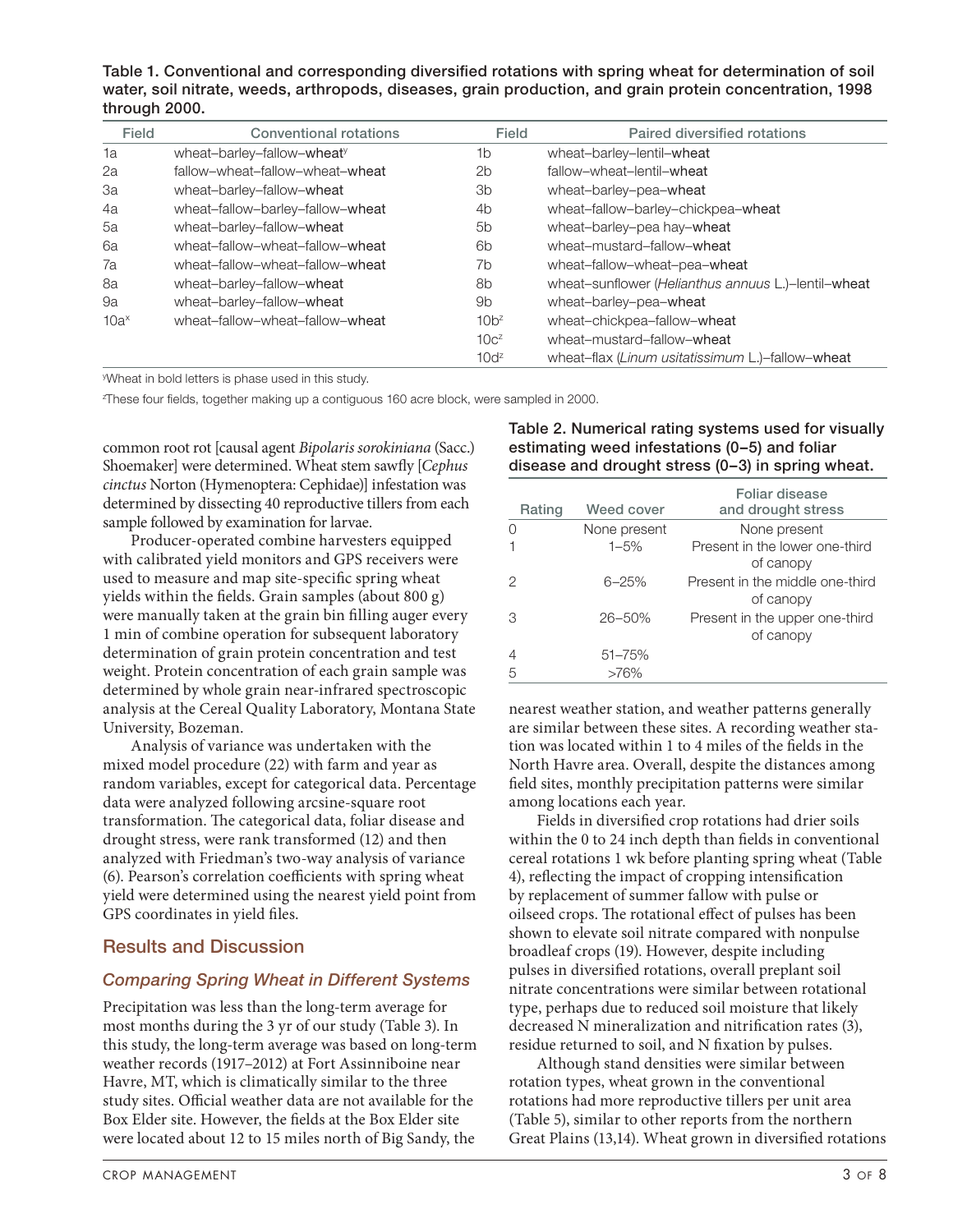Table 1. Conventional and corresponding diversified rotations with spring wheat for determination of soil water, soil nitrate, weeds, arthropods, diseases, grain production, and grain protein concentration, 1998 through 2000.

| Field | Conventional rotations | Field | Paired diversified rotations |
|---|---|---|---|
| 1a | wheat–barley–fallow–**wheat**[y] | 1b | wheat–barley–lentil–**wheat** |
| 2a | fallow–wheat–fallow–wheat–**wheat** | 2b | fallow–wheat–lentil–**wheat** |
| 3a | wheat–barley–fallow–**wheat** | 3b | wheat–barley–pea–**wheat** |
| 4a | wheat–fallow–barley–fallow–**wheat** | 4b | wheat–fallow–barley–chickpea–**wheat** |
| 5a | wheat–barley–fallow–**wheat** | 5b | wheat–barley–pea hay–**wheat** |
| 6a | wheat–fallow–wheat–fallow–**wheat** | 6b | wheat–mustard–fallow–**wheat** |
| 7a | wheat–fallow–wheat–fallow–**wheat** | 7b | wheat–fallow–wheat–pea–**wheat** |
| 8a | wheat–barley–fallow–**wheat** | 8b | wheat–sunflower (*Helianthus annuus* L.)–lentil–**wheat** |
| 9a | wheat–barley–fallow–**wheat** | 9b | wheat–barley–pea–**wheat** |
| 10a[x] | wheat–fallow–wheat–fallow–**wheat** | 10b[z] | wheat–chickpea–fallow–**wheat** |
| | | 10c[z] | wheat–mustard–fallow–**wheat** |
| | | 10d[z] | wheat–flax (*Linum usitatissimum* L.)–fallow–**wheat** |

[y]Wheat in bold letters is phase used in this study.

[z]These four fields, together making up a contiguous 160 acre block, were sampled in 2000.

common root rot [causal agent *Bipolaris sorokiniana* (Sacc.) Shoemaker] were determined. Wheat stem sawfly [*Cephus cinctus* Norton (Hymenoptera: Cephidae)] infestation was determined by dissecting 40 reproductive tillers from each sample followed by examination for larvae.

Producer-operated combine harvesters equipped with calibrated yield monitors and GPS receivers were used to measure and map site-specific spring wheat yields within the fields. Grain samples (about 800 g) were manually taken at the grain bin filling auger every 1 min of combine operation for subsequent laboratory determination of grain protein concentration and test weight. Protein concentration of each grain sample was determined by whole grain near-infrared spectroscopic analysis at the Cereal Quality Laboratory, Montana State University, Bozeman.

Analysis of variance was undertaken with the mixed model procedure (22) with farm and year as random variables, except for categorical data. Percentage data were analyzed following arcsine-square root transformation. The categorical data, foliar disease and drought stress, were rank transformed (12) and then analyzed with Friedman's two-way analysis of variance (6). Pearson's correlation coefficients with spring wheat yield were determined using the nearest yield point from GPS coordinates in yield files.

## Results and Discussion

### *Comparing Spring Wheat in Different Systems*

Precipitation was less than the long-term average for most months during the 3 yr of our study (Table 3). In this study, the long-term average was based on long-term weather records (1917–2012) at Fort Assinniboine near Havre, MT, which is climatically similar to the three study sites. Official weather data are not available for the Box Elder site. However, the fields at the Box Elder site were located about 12 to 15 miles north of Big Sandy, the nearest weather station, and weather patterns generally are similar between these sites. A recording weather station was located within 1 to 4 miles of the fields in the North Havre area. Overall, despite the distances among field sites, monthly precipitation patterns were similar among locations each year.

Table 2. Numerical rating systems used for visually estimating weed infestations (0–5) and foliar disease and drought stress (0–3) in spring wheat.

| Rating | Weed cover | Foliar disease and drought stress |
|---|---|---|
| 0 | None present | None present |
| 1 | 1–5% | Present in the lower one-third of canopy |
| 2 | 6–25% | Present in the middle one-third of canopy |
| 3 | 26–50% | Present in the upper one-third of canopy |
| 4 | 51–75% | |
| 5 | >76% | |

Fields in diversified crop rotations had drier soils within the 0 to 24 inch depth than fields in conventional cereal rotations 1 wk before planting spring wheat (Table 4), reflecting the impact of cropping intensification by replacement of summer fallow with pulse or oilseed crops. The rotational effect of pulses has been shown to elevate soil nitrate compared with nonpulse broadleaf crops (19). However, despite including pulses in diversified rotations, overall preplant soil nitrate concentrations were similar between rotational type, perhaps due to reduced soil moisture that likely decreased N mineralization and nitrification rates (3), residue returned to soil, and N fixation by pulses.

Although stand densities were similar between rotation types, wheat grown in the conventional rotations had more reproductive tillers per unit area (Table 5), similar to other reports from the northern Great Plains (13,14). Wheat grown in diversified rotations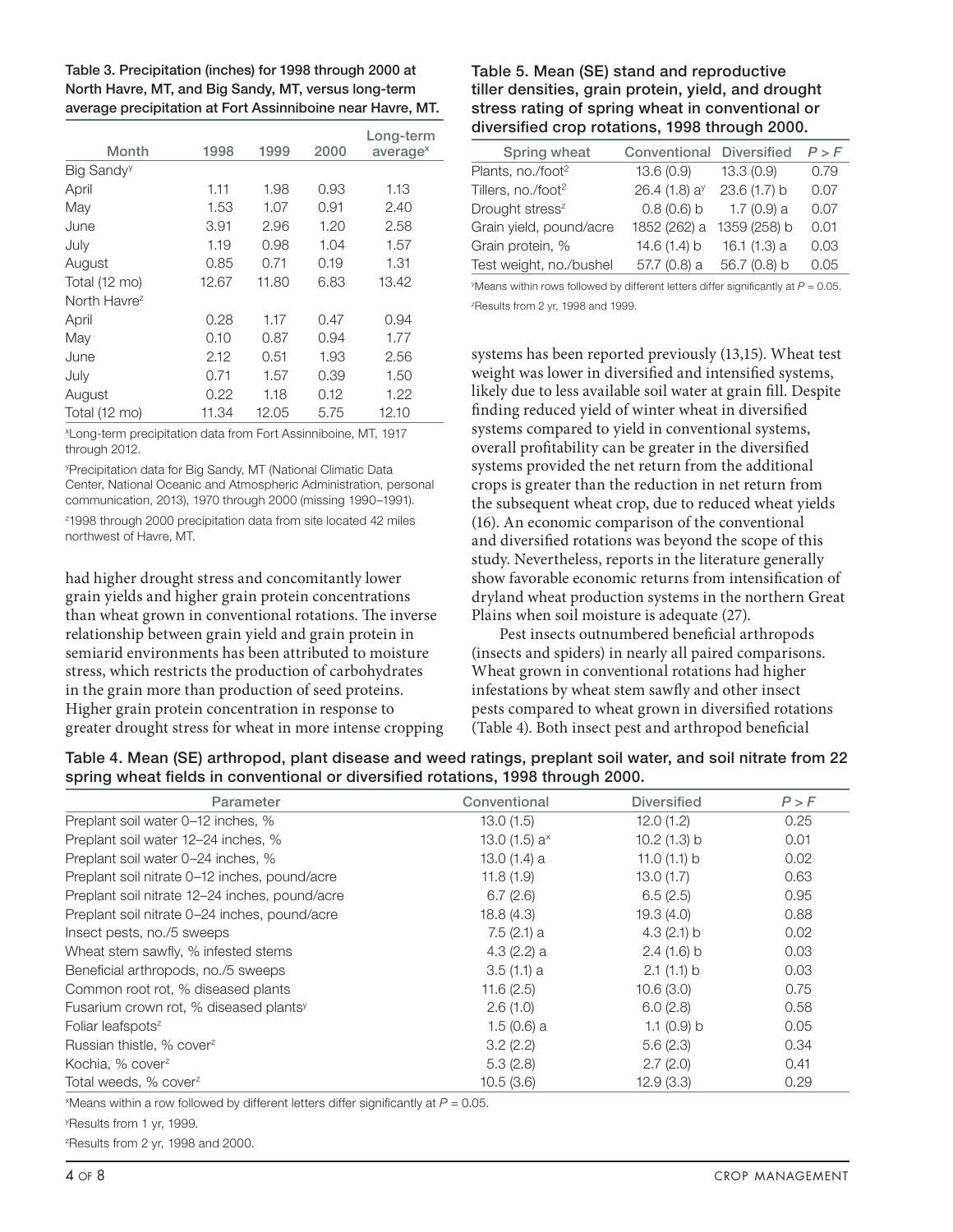**Table 3. Precipitation (inches) for 1998 through 2000 at North Havre, MT, and Big Sandy, MT, versus long-term average precipitation at Fort Assinniboine near Havre, MT.**

| Month | 1998 | 1999 | 2000 | Long-term average[x] |
|---|---|---|---|---|
| Big Sandy[y] | | | | |
| April | 1.11 | 1.98 | 0.93 | 1.13 |
| May | 1.53 | 1.07 | 0.91 | 2.40 |
| June | 3.91 | 2.96 | 1.20 | 2.58 |
| July | 1.19 | 0.98 | 1.04 | 1.57 |
| August | 0.85 | 0.71 | 0.19 | 1.31 |
| Total (12 mo) | 12.67 | 11.80 | 6.83 | 13.42 |
| North Havre[z] | | | | |
| April | 0.28 | 1.17 | 0.47 | 0.94 |
| May | 0.10 | 0.87 | 0.94 | 1.77 |
| June | 2.12 | 0.51 | 1.93 | 2.56 |
| July | 0.71 | 1.57 | 0.39 | 1.50 |
| August | 0.22 | 1.18 | 0.12 | 1.22 |
| Total (12 mo) | 11.34 | 12.05 | 5.75 | 12.10 |

[x]Long-term precipitation data from Fort Assinniboine, MT, 1917 through 2012.

[y]Precipitation data for Big Sandy, MT (National Climatic Data Center, National Oceanic and Atmospheric Administration, personal communication, 2013), 1970 through 2000 (missing 1990–1991).

[z]1998 through 2000 precipitation data from site located 42 miles northwest of Havre, MT.

had higher drought stress and concomitantly lower grain yields and higher grain protein concentrations than wheat grown in conventional rotations. The inverse relationship between grain yield and grain protein in semiarid environments has been attributed to moisture stress, which restricts the production of carbohydrates in the grain more than production of seed proteins. Higher grain protein concentration in response to greater drought stress for wheat in more intense cropping systems has been reported previously (13,15). Wheat test weight was lower in diversified and intensified systems, likely due to less available soil water at grain fill. Despite finding reduced yield of winter wheat in diversified systems compared to yield in conventional systems, overall profitability can be greater in the diversified systems provided the net return from the additional crops is greater than the reduction in net return from the subsequent wheat crop, due to reduced wheat yields (16). An economic comparison of the conventional and diversified rotations was beyond the scope of this study. Nevertheless, reports in the literature generally show favorable economic returns from intensification of dryland wheat production systems in the northern Great Plains when soil moisture is adequate (27).

**Table 5. Mean (SE) stand and reproductive tiller densities, grain protein, yield, and drought stress rating of spring wheat in conventional or diversified crop rotations, 1998 through 2000.**

| Spring wheat | Conventional | Diversified | $P > F$ |
|---|---|---|---|
| Plants, no./foot$^2$ | 13.6 (0.9) | 13.3 (0.9) | 0.79 |
| Tillers, no./foot$^2$ | 26.4 (1.8) a[y] | 23.6 (1.7) b | 0.07 |
| Drought stress[z] | 0.8 (0.6) b | 1.7 (0.9) a | 0.07 |
| Grain yield, pound/acre | 1852 (262) a | 1359 (258) b | 0.01 |
| Grain protein, % | 14.6 (1.4) b | 16.1 (1.3) a | 0.03 |
| Test weight, no./bushel | 57.7 (0.8) a | 56.7 (0.8) b | 0.05 |

[y]Means within rows followed by different letters differ significantly at $P = 0.05$.

[z]Results from 2 yr, 1998 and 1999.

Pest insects outnumbered beneficial arthropods (insects and spiders) in nearly all paired comparisons. Wheat grown in conventional rotations had higher infestations by wheat stem sawfly and other insect pests compared to wheat grown in diversified rotations (Table 4). Both insect pest and arthropod beneficial

**Table 4. Mean (SE) arthropod, plant disease and weed ratings, preplant soil water, and soil nitrate from 22 spring wheat fields in conventional or diversified rotations, 1998 through 2000.**

| Parameter | Conventional | Diversified | $P > F$ |
|---|---|---|---|
| Preplant soil water 0–12 inches, % | 13.0 (1.5) | 12.0 (1.2) | 0.25 |
| Preplant soil water 12–24 inches, % | 13.0 (1.5) a[x] | 10.2 (1.3) b | 0.01 |
| Preplant soil water 0–24 inches, % | 13.0 (1.4) a | 11.0 (1.1) b | 0.02 |
| Preplant soil nitrate 0–12 inches, pound/acre | 11.8 (1.9) | 13.0 (1.7) | 0.63 |
| Preplant soil nitrate 12–24 inches, pound/acre | 6.7 (2.6) | 6.5 (2.5) | 0.95 |
| Preplant soil nitrate 0–24 inches, pound/acre | 18.8 (4.3) | 19.3 (4.0) | 0.88 |
| Insect pests, no./5 sweeps | 7.5 (2.1) a | 4.3 (2.1) b | 0.02 |
| Wheat stem sawfly, % infested stems | 4.3 (2.2) a | 2.4 (1.6) b | 0.03 |
| Beneficial arthropods, no./5 sweeps | 3.5 (1.1) a | 2.1 (1.1) b | 0.03 |
| Common root rot, % diseased plants | 11.6 (2.5) | 10.6 (3.0) | 0.75 |
| Fusarium crown rot, % diseased plants[y] | 2.6 (1.0) | 6.0 (2.8) | 0.58 |
| Foliar leafspots[z] | 1.5 (0.6) a | 1.1 (0.9) b | 0.05 |
| Russian thistle, % cover[z] | 3.2 (2.2) | 5.6 (2.3) | 0.34 |
| Kochia, % cover[z] | 5.3 (2.8) | 2.7 (2.0) | 0.41 |
| Total weeds, % cover[z] | 10.5 (3.6) | 12.9 (3.3) | 0.29 |

[x]Means within a row followed by different letters differ significantly at $P = 0.05$.

[y]Results from 1 yr, 1999.

[z]Results from 2 yr, 1998 and 2000.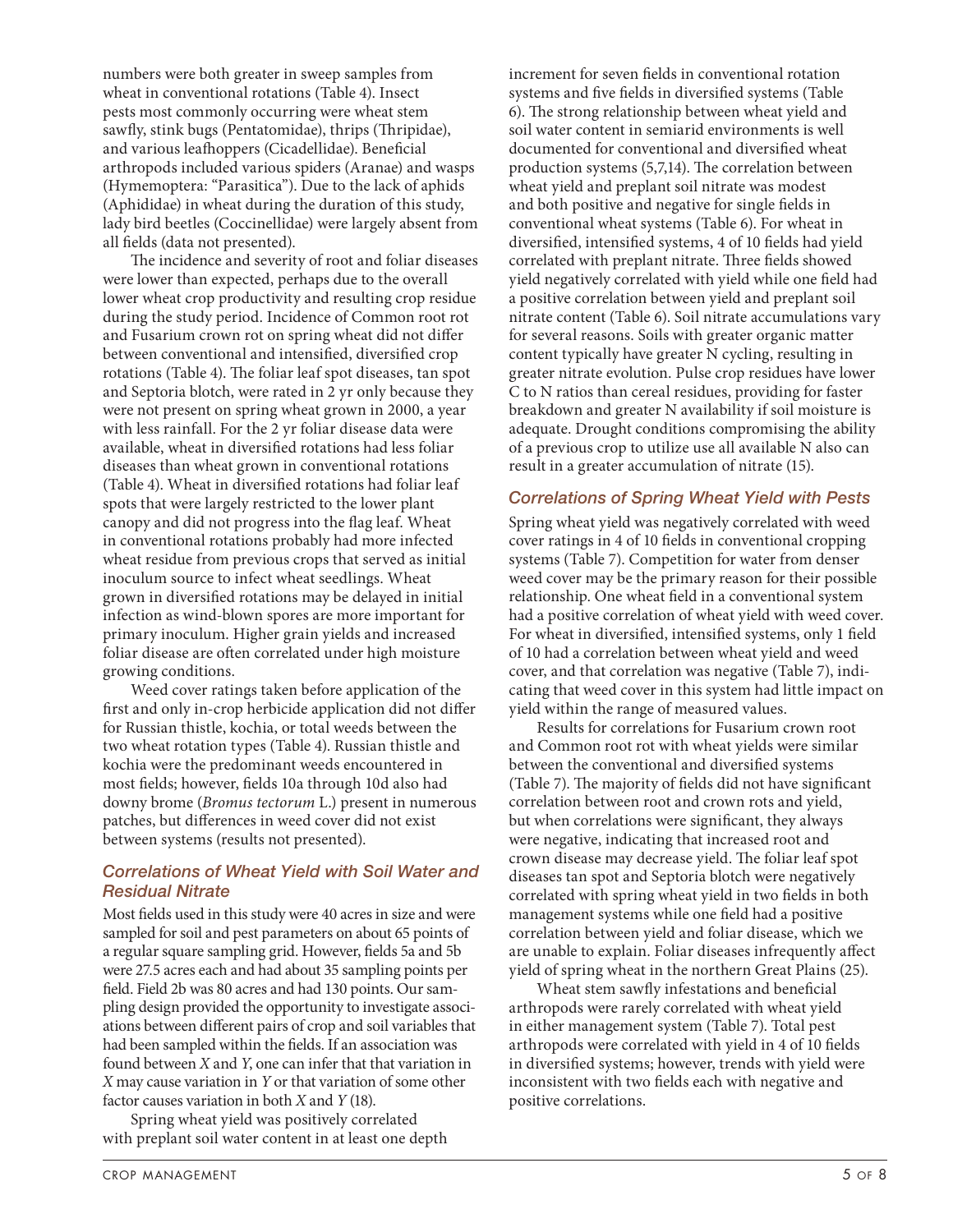numbers were both greater in sweep samples from wheat in conventional rotations (Table 4). Insect pests most commonly occurring were wheat stem sawfly, stink bugs (Pentatomidae), thrips (Thripidae), and various leafhoppers (Cicadellidae). Beneficial arthropods included various spiders (Aranae) and wasps (Hymemoptera: "Parasitica"). Due to the lack of aphids (Aphididae) in wheat during the duration of this study, lady bird beetles (Coccinellidae) were largely absent from all fields (data not presented).

The incidence and severity of root and foliar diseases were lower than expected, perhaps due to the overall lower wheat crop productivity and resulting crop residue during the study period. Incidence of Common root rot and Fusarium crown rot on spring wheat did not differ between conventional and intensified, diversified crop rotations (Table 4). The foliar leaf spot diseases, tan spot and Septoria blotch, were rated in 2 yr only because they were not present on spring wheat grown in 2000, a year with less rainfall. For the 2 yr foliar disease data were available, wheat in diversified rotations had less foliar diseases than wheat grown in conventional rotations (Table 4). Wheat in diversified rotations had foliar leaf spots that were largely restricted to the lower plant canopy and did not progress into the flag leaf. Wheat in conventional rotations probably had more infected wheat residue from previous crops that served as initial inoculum source to infect wheat seedlings. Wheat grown in diversified rotations may be delayed in initial infection as wind-blown spores are more important for primary inoculum. Higher grain yields and increased foliar disease are often correlated under high moisture growing conditions.

Weed cover ratings taken before application of the first and only in-crop herbicide application did not differ for Russian thistle, kochia, or total weeds between the two wheat rotation types (Table 4). Russian thistle and kochia were the predominant weeds encountered in most fields; however, fields 10a through 10d also had downy brome (*Bromus tectorum* L.) present in numerous patches, but differences in weed cover did not exist between systems (results not presented).

### Correlations of Wheat Yield with Soil Water and Residual Nitrate

Most fields used in this study were 40 acres in size and were sampled for soil and pest parameters on about 65 points of a regular square sampling grid. However, fields 5a and 5b were 27.5 acres each and had about 35 sampling points per field. Field 2b was 80 acres and had 130 points. Our sampling design provided the opportunity to investigate associations between different pairs of crop and soil variables that had been sampled within the fields. If an association was found between $X$ and $Y$, one can infer that that variation in $X$ may cause variation in $Y$ or that variation of some other factor causes variation in both $X$ and $Y$ (18).

Spring wheat yield was positively correlated with preplant soil water content in at least one depth increment for seven fields in conventional rotation systems and five fields in diversified systems (Table 6). The strong relationship between wheat yield and soil water content in semiarid environments is well documented for conventional and diversified wheat production systems (5,7,14). The correlation between wheat yield and preplant soil nitrate was modest and both positive and negative for single fields in conventional wheat systems (Table 6). For wheat in diversified, intensified systems, 4 of 10 fields had yield correlated with preplant nitrate. Three fields showed yield negatively correlated with yield while one field had a positive correlation between yield and preplant soil nitrate content (Table 6). Soil nitrate accumulations vary for several reasons. Soils with greater organic matter content typically have greater N cycling, resulting in greater nitrate evolution. Pulse crop residues have lower C to N ratios than cereal residues, providing for faster breakdown and greater N availability if soil moisture is adequate. Drought conditions compromising the ability of a previous crop to utilize use all available N also can result in a greater accumulation of nitrate (15).

### Correlations of Spring Wheat Yield with Pests

Spring wheat yield was negatively correlated with weed cover ratings in 4 of 10 fields in conventional cropping systems (Table 7). Competition for water from denser weed cover may be the primary reason for their possible relationship. One wheat field in a conventional system had a positive correlation of wheat yield with weed cover. For wheat in diversified, intensified systems, only 1 field of 10 had a correlation between wheat yield and weed cover, and that correlation was negative (Table 7), indicating that weed cover in this system had little impact on yield within the range of measured values.

Results for correlations for Fusarium crown root and Common root rot with wheat yields were similar between the conventional and diversified systems (Table 7). The majority of fields did not have significant correlation between root and crown rots and yield, but when correlations were significant, they always were negative, indicating that increased root and crown disease may decrease yield. The foliar leaf spot diseases tan spot and Septoria blotch were negatively correlated with spring wheat yield in two fields in both management systems while one field had a positive correlation between yield and foliar disease, which we are unable to explain. Foliar diseases infrequently affect yield of spring wheat in the northern Great Plains (25).

Wheat stem sawfly infestations and beneficial arthropods were rarely correlated with wheat yield in either management system (Table 7). Total pest arthropods were correlated with yield in 4 of 10 fields in diversified systems; however, trends with yield were inconsistent with two fields each with negative and positive correlations.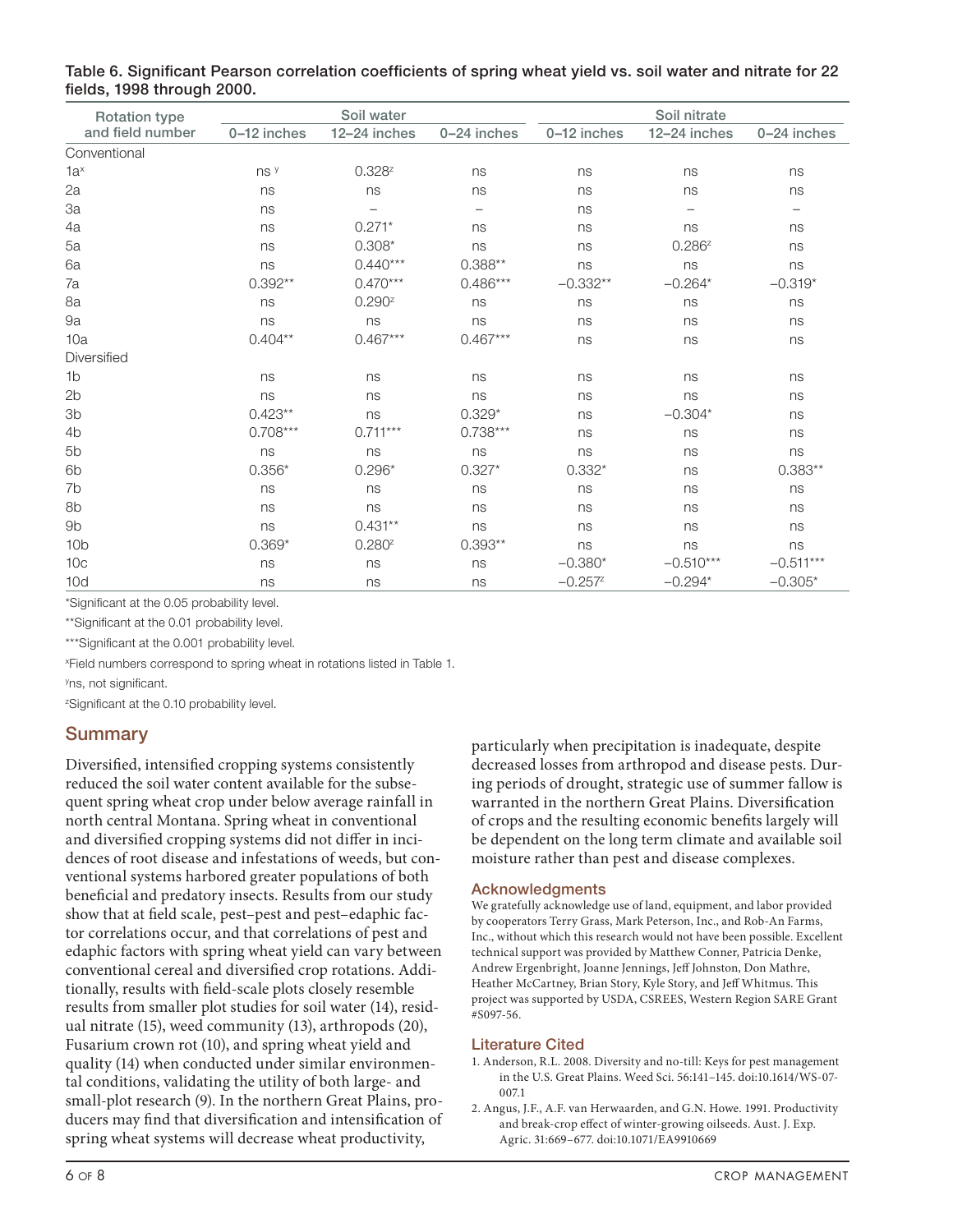Table 6. Significant Pearson correlation coefficients of spring wheat yield vs. soil water and nitrate for 22 fields, 1998 through 2000.

| Rotation type and field number | Soil water | | | Soil nitrate | | |
|---|---|---|---|---|---|---|
| | 0–12 inches | 12–24 inches | 0–24 inches | 0–12 inches | 12–24 inches | 0–24 inches |
| Conventional | | | | | | |
| 1a[x] | ns [y] | 0.328[z] | ns | ns | ns | ns |
| 2a | ns | ns | ns | ns | ns | ns |
| 3a | ns | – | – | ns | – | – |
| 4a | ns | 0.271* | ns | ns | ns | ns |
| 5a | ns | 0.308* | ns | ns | 0.286[z] | ns |
| 6a | ns | 0.440*** | 0.388** | ns | ns | ns |
| 7a | 0.392** | 0.470*** | 0.486*** | −0.332** | −0.264* | −0.319* |
| 8a | ns | 0.290[z] | ns | ns | ns | ns |
| 9a | ns | ns | ns | ns | ns | ns |
| 10a | 0.404** | 0.467*** | 0.467*** | ns | ns | ns |
| Diversified | | | | | | |
| 1b | ns | ns | ns | ns | ns | ns |
| 2b | ns | ns | ns | ns | ns | ns |
| 3b | 0.423** | ns | 0.329* | ns | −0.304* | ns |
| 4b | 0.708*** | 0.711*** | 0.738*** | ns | ns | ns |
| 5b | ns | ns | ns | ns | ns | ns |
| 6b | 0.356* | 0.296* | 0.327* | 0.332* | ns | 0.383** |
| 7b | ns | ns | ns | ns | ns | ns |
| 8b | ns | ns | ns | ns | ns | ns |
| 9b | ns | 0.431** | ns | ns | ns | ns |
| 10b | 0.369* | 0.280[z] | 0.393** | ns | ns | ns |
| 10c | ns | ns | ns | −0.380* | −0.510*** | −0.511*** |
| 10d | ns | ns | ns | −0.257[z] | −0.294* | −0.305* |

*Significant at the 0.05 probability level.

**Significant at the 0.01 probability level.

***Significant at the 0.001 probability level.

[x]Field numbers correspond to spring wheat in rotations listed in Table 1.

[y]ns, not significant.

[z]Significant at the 0.10 probability level.

## Summary

Diversified, intensified cropping systems consistently reduced the soil water content available for the subsequent spring wheat crop under below average rainfall in north central Montana. Spring wheat in conventional and diversified cropping systems did not differ in incidences of root disease and infestations of weeds, but conventional systems harbored greater populations of both beneficial and predatory insects. Results from our study show that at field scale, pest–pest and pest–edaphic factor correlations occur, and that correlations of pest and edaphic factors with spring wheat yield can vary between conventional cereal and diversified crop rotations. Additionally, results with field-scale plots closely resemble results from smaller plot studies for soil water (14), residual nitrate (15), weed community (13), arthropods (20), Fusarium crown rot (10), and spring wheat yield and quality (14) when conducted under similar environmental conditions, validating the utility of both large- and small-plot research (9). In the northern Great Plains, producers may find that diversification and intensification of spring wheat systems will decrease wheat productivity, particularly when precipitation is inadequate, despite decreased losses from arthropod and disease pests. During periods of drought, strategic use of summer fallow is warranted in the northern Great Plains. Diversification of crops and the resulting economic benefits largely will be dependent on the long term climate and available soil moisture rather than pest and disease complexes.

### Acknowledgments

We gratefully acknowledge use of land, equipment, and labor provided by cooperators Terry Grass, Mark Peterson, Inc., and Rob-An Farms, Inc., without which this research would not have been possible. Excellent technical support was provided by Matthew Conner, Patricia Denke, Andrew Ergenbright, Joanne Jennings, Jeff Johnston, Don Mathre, Heather McCartney, Brian Story, Kyle Story, and Jeff Whitmus. This project was supported by USDA, CSREES, Western Region SARE Grant #S097-56.

### Literature Cited

1. Anderson, R.L. 2008. Diversity and no-till: Keys for pest management in the U.S. Great Plains. Weed Sci. 56:141–145. doi:10.1614/WS-07-007.1
2. Angus, J.F., A.F. van Herwaarden, and G.N. Howe. 1991. Productivity and break-crop effect of winter-growing oilseeds. Aust. J. Exp. Agric. 31:669–677. doi:10.1071/EA9910669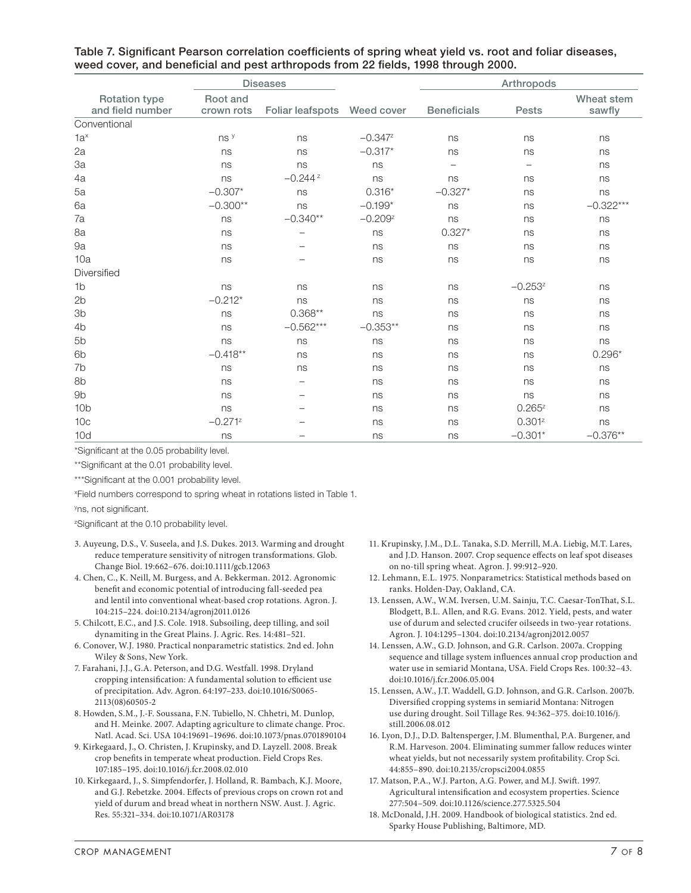Table 7. Significant Pearson correlation coefficients of spring wheat yield vs. root and foliar diseases, weed cover, and beneficial and pest arthropods from 22 fields, 1998 through 2000.

| Rotation type and field number | Diseases | | Weed cover | Arthropods | | |
|---|---|---|---|---|---|---|
| | Root and crown rots | Foliar leafspots | | Beneficials | Pests | Wheat stem sawfly |
| Conventional | | | | | | |
| 1a[x] | ns[y] | ns | −0.347[z] | ns | ns | ns |
| 2a | ns | ns | −0.317* | ns | ns | ns |
| 3a | ns | ns | ns | – | – | ns |
| 4a | ns | −0.244[z] | ns | ns | ns | ns |
| 5a | −0.307* | ns | 0.316* | −0.327* | ns | ns |
| 6a | −0.300** | ns | −0.199* | ns | ns | −0.322*** |
| 7a | ns | −0.340** | −0.209[z] | ns | ns | ns |
| 8a | ns | – | ns | 0.327* | ns | ns |
| 9a | ns | – | ns | ns | ns | ns |
| 10a | ns | – | ns | ns | ns | ns |
| Diversified | | | | | | |
| 1b | ns | ns | ns | ns | −0.253[z] | ns |
| 2b | −0.212* | ns | ns | ns | ns | ns |
| 3b | ns | 0.368** | ns | ns | ns | ns |
| 4b | ns | −0.562*** | −0.353** | ns | ns | ns |
| 5b | ns | ns | ns | ns | ns | ns |
| 6b | −0.418** | ns | ns | ns | ns | 0.296* |
| 7b | ns | ns | ns | ns | ns | ns |
| 8b | ns | – | ns | ns | ns | ns |
| 9b | ns | – | ns | ns | ns | ns |
| 10b | ns | – | ns | ns | 0.265[z] | ns |
| 10c | −0.271[z] | – | ns | ns | 0.301[z] | ns |
| 10d | ns | – | ns | ns | −0.301* | −0.376** |

*Significant at the 0.05 probability level.

**Significant at the 0.01 probability level.

***Significant at the 0.001 probability level.

[x]Field numbers correspond to spring wheat in rotations listed in Table 1.

[y]ns, not significant.

[z]Significant at the 0.10 probability level.

3. Auyeung, D.S., V. Suseela, and J.S. Dukes. 2013. Warming and drought reduce temperature sensitivity of nitrogen transformations. Glob. Change Biol. 19:662–676. doi:10.1111/gcb.12063
4. Chen, C., K. Neill, M. Burgess, and A. Bekkerman. 2012. Agronomic benefit and economic potential of introducing fall-seeded pea and lentil into conventional wheat-based crop rotations. Agron. J. 104:215–224. doi:10.2134/agronj2011.0126
5. Chilcott, E.C., and J.S. Cole. 1918. Subsoiling, deep tilling, and soil dynamiting in the Great Plains. J. Agric. Res. 14:481–521.
6. Conover, W.J. 1980. Practical nonparametric statistics. 2nd ed. John Wiley & Sons, New York.
7. Farahani, J.J., G.A. Peterson, and D.G. Westfall. 1998. Dryland cropping intensification: A fundamental solution to efficient use of precipitation. Adv. Agron. 64:197–233. doi:10.1016/S0065-2113(08)60505-2
8. Howden, S.M., J.-F. Soussana, F.N. Tubiello, N. Chhetri, M. Dunlop, and H. Meinke. 2007. Adapting agriculture to climate change. Proc. Natl. Acad. Sci. USA 104:19691–19696. doi:10.1073/pnas.0701890104
9. Kirkegaard, J., O. Christen, J. Krupinsky, and D. Layzell. 2008. Break crop benefits in temperate wheat production. Field Crops Res. 107:185–195. doi:10.1016/j.fcr.2008.02.010
10. Kirkegaard, J., S. Simpfendorfer, J. Holland, R. Bambach, K.J. Moore, and G.J. Rebetzke. 2004. Effects of previous crops on crown rot and yield of durum and bread wheat in northern NSW. Aust. J. Agric. Res. 55:321–334. doi:10.1071/AR03178
11. Krupinsky, J.M., D.L. Tanaka, S.D. Merrill, M.A. Liebig, M.T. Lares, and J.D. Hanson. 2007. Crop sequence effects on leaf spot diseases on no-till spring wheat. Agron. J. 99:912–920.
12. Lehmann, E.L. 1975. Nonparametrics: Statistical methods based on ranks. Holden-Day, Oakland, CA.
13. Lenssen, A.W., W.M. Iversen, U.M. Sainju, T.C. Caesar-TonThat, S.L. Blodgett, B.L. Allen, and R.G. Evans. 2012. Yield, pests, and water use of durum and selected crucifer oilseeds in two-year rotations. Agron. J. 104:1295–1304. doi:10.2134/agronj2012.0057
14. Lenssen, A.W., G.D. Johnson, and G.R. Carlson. 2007a. Cropping sequence and tillage system influences annual crop production and water use in semiarid Montana, USA. Field Crops Res. 100:32–43. doi:10.1016/j.fcr.2006.05.004
15. Lenssen, A.W., J.T. Waddell, G.D. Johnson, and G.R. Carlson. 2007b. Diversified cropping systems in semiarid Montana: Nitrogen use during drought. Soil Tillage Res. 94:362–375. doi:10.1016/j.still.2006.08.012
16. Lyon, D.J., D.D. Baltensperger, J.M. Blumenthal, P.A. Burgener, and R.M. Harveson. 2004. Eliminating summer fallow reduces winter wheat yields, but not necessarily system profitability. Crop Sci. 44:855–890. doi:10.2135/cropsci2004.0855
17. Matson, P.A., W.J. Parton, A.G. Power, and M.J. Swift. 1997. Agricultural intensification and ecosystem properties. Science 277:504–509. doi:10.1126/science.277.5325.504
18. McDonald, J.H. 2009. Handbook of biological statistics. 2nd ed. Sparky House Publishing, Baltimore, MD.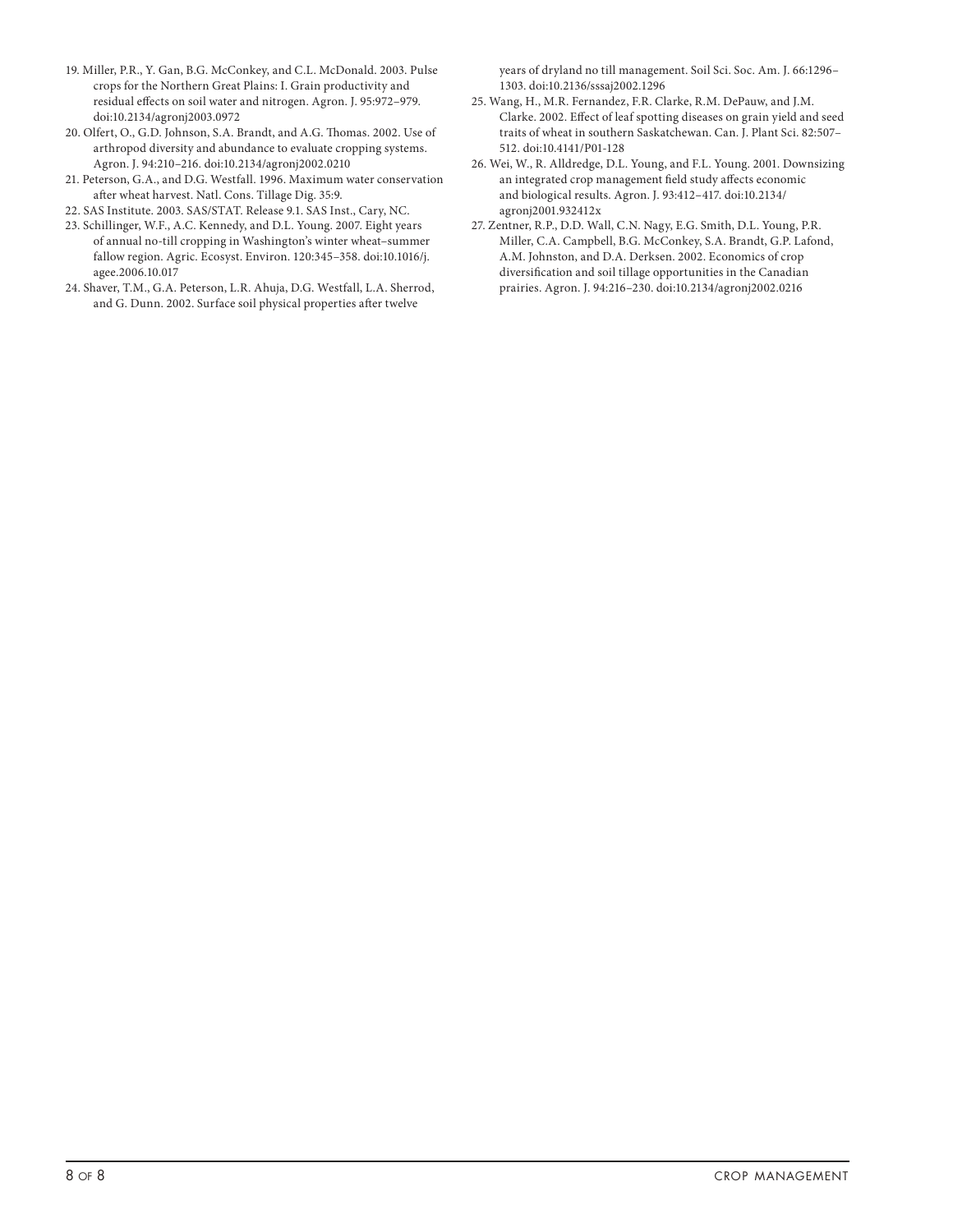19. Miller, P.R., Y. Gan, B.G. McConkey, and C.L. McDonald. 2003. Pulse crops for the Northern Great Plains: I. Grain productivity and residual effects on soil water and nitrogen. Agron. J. 95:972–979. doi:10.2134/agronj2003.0972
20. Olfert, O., G.D. Johnson, S.A. Brandt, and A.G. Thomas. 2002. Use of arthropod diversity and abundance to evaluate cropping systems. Agron. J. 94:210–216. doi:10.2134/agronj2002.0210
21. Peterson, G.A., and D.G. Westfall. 1996. Maximum water conservation after wheat harvest. Natl. Cons. Tillage Dig. 35:9.
22. SAS Institute. 2003. SAS/STAT. Release 9.1. SAS Inst., Cary, NC.
23. Schillinger, W.F., A.C. Kennedy, and D.L. Young. 2007. Eight years of annual no-till cropping in Washington's winter wheat–summer fallow region. Agric. Ecosyst. Environ. 120:345–358. doi:10.1016/j.agee.2006.10.017
24. Shaver, T.M., G.A. Peterson, L.R. Ahuja, D.G. Westfall, L.A. Sherrod, and G. Dunn. 2002. Surface soil physical properties after twelve years of dryland no till management. Soil Sci. Soc. Am. J. 66:1296–1303. doi:10.2136/sssaj2002.1296
25. Wang, H., M.R. Fernandez, F.R. Clarke, R.M. DePauw, and J.M. Clarke. 2002. Effect of leaf spotting diseases on grain yield and seed traits of wheat in southern Saskatchewan. Can. J. Plant Sci. 82:507–512. doi:10.4141/P01-128
26. Wei, W., R. Alldredge, D.L. Young, and F.L. Young. 2001. Downsizing an integrated crop management field study affects economic and biological results. Agron. J. 93:412–417. doi:10.2134/agronj2001.932412x
27. Zentner, R.P., D.D. Wall, C.N. Nagy, E.G. Smith, D.L. Young, P.R. Miller, C.A. Campbell, B.G. McConkey, S.A. Brandt, G.P. Lafond, A.M. Johnston, and D.A. Derksen. 2002. Economics of crop diversification and soil tillage opportunities in the Canadian prairies. Agron. J. 94:216–230. doi:10.2134/agronj2002.0216